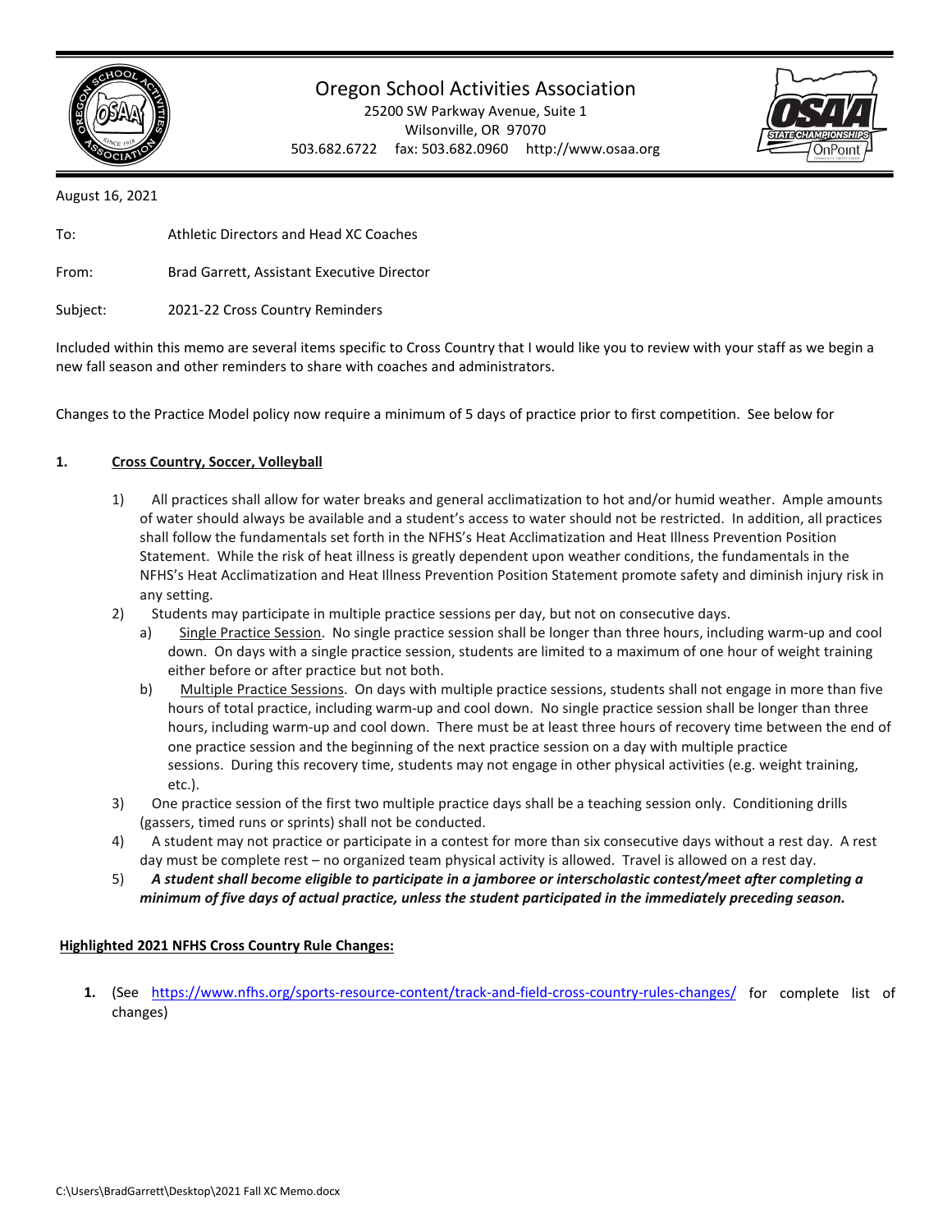# Oregon School Activities Association

25200 SW Parkway Avenue, Suite 1
Wilsonville, OR 97070
503.682.6722 fax: 503.682.0960 http://www.osaa.org

August 16, 2021

To: Athletic Directors and Head XC Coaches

From: Brad Garrett, Assistant Executive Director

Subject: 2021-22 Cross Country Reminders

Included within this memo are several items specific to Cross Country that I would like you to review with your staff as we begin a new fall season and other reminders to share with coaches and administrators.

Changes to the Practice Model policy now require a minimum of 5 days of practice prior to first competition. See below for

**1. Cross Country, Soccer, Volleyball**

1) All practices shall allow for water breaks and general acclimatization to hot and/or humid weather. Ample amounts of water should always be available and a student's access to water should not be restricted. In addition, all practices shall follow the fundamentals set forth in the NFHS's Heat Acclimatization and Heat Illness Prevention Position Statement. While the risk of heat illness is greatly dependent upon weather conditions, the fundamentals in the NFHS's Heat Acclimatization and Heat Illness Prevention Position Statement promote safety and diminish injury risk in any setting.

2) Students may participate in multiple practice sessions per day, but not on consecutive days.
   a) Single Practice Session. No single practice session shall be longer than three hours, including warm-up and cool down. On days with a single practice session, students are limited to a maximum of one hour of weight training either before or after practice but not both.
   b) Multiple Practice Sessions. On days with multiple practice sessions, students shall not engage in more than five hours of total practice, including warm-up and cool down. No single practice session shall be longer than three hours, including warm-up and cool down. There must be at least three hours of recovery time between the end of one practice session and the beginning of the next practice session on a day with multiple practice sessions. During this recovery time, students may not engage in other physical activities (e.g. weight training, etc.).

3) One practice session of the first two multiple practice days shall be a teaching session only. Conditioning drills (gassers, timed runs or sprints) shall not be conducted.

4) A student may not practice or participate in a contest for more than six consecutive days without a rest day. A rest day must be complete rest – no organized team physical activity is allowed. Travel is allowed on a rest day.

5) ***A student shall become eligible to participate in a jamboree or interscholastic contest/meet after completing a minimum of five days of actual practice, unless the student participated in the immediately preceding season.***

**Highlighted 2021 NFHS Cross Country Rule Changes:**

1. (See https://www.nfhs.org/sports-resource-content/track-and-field-cross-country-rules-changes/ for complete list of changes)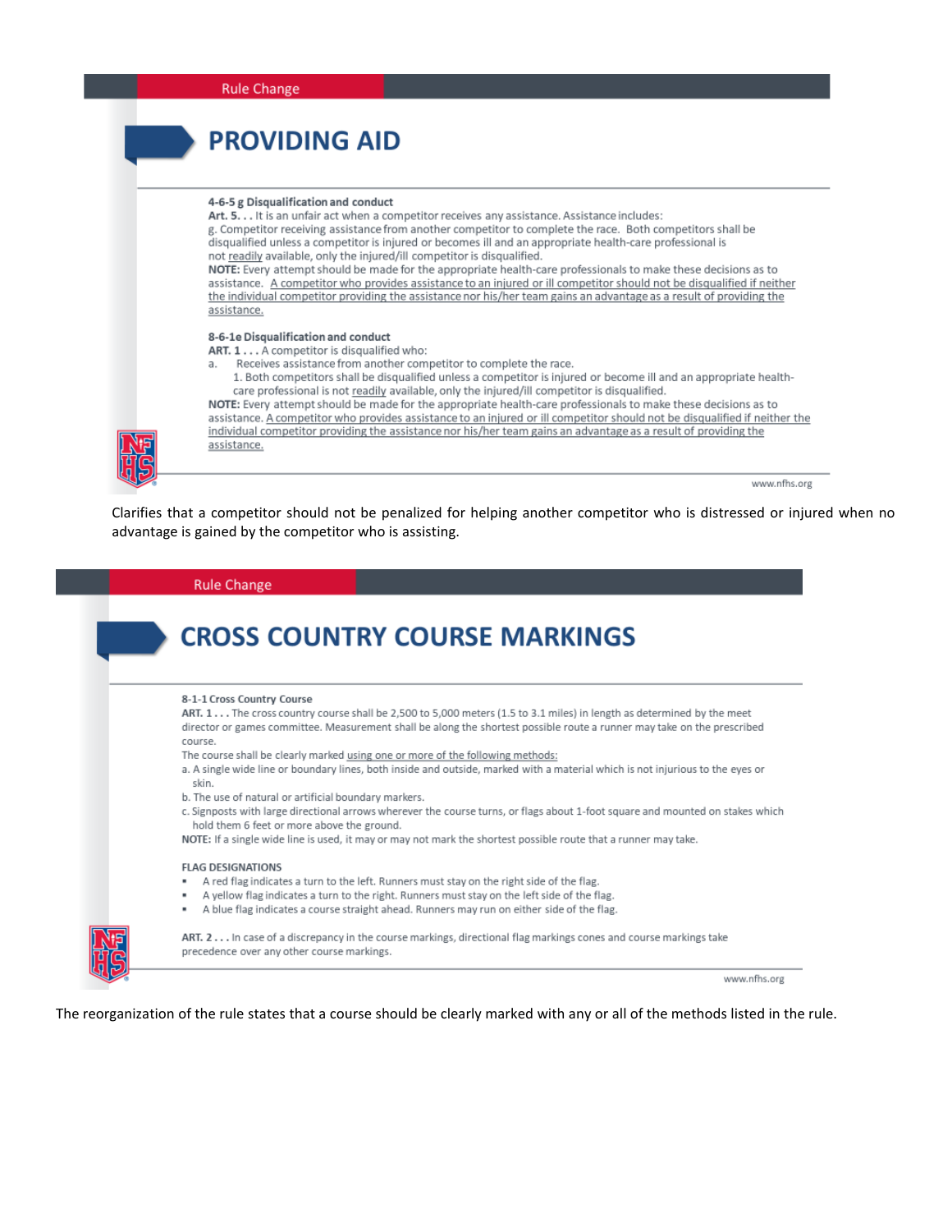Rule Change

## PROVIDING AID

**4-6-5 g Disqualification and conduct**

**Art. 5. . .** It is an unfair act when a competitor receives any assistance. Assistance includes:

g. Competitor receiving assistance from another competitor to complete the race. Both competitors shall be disqualified unless a competitor is injured or becomes ill and an appropriate health-care professional is not readily available, only the injured/ill competitor is disqualified.

**NOTE:** Every attempt should be made for the appropriate health-care professionals to make these decisions as to assistance. A competitor who provides assistance to an injured or ill competitor should not be disqualified if neither the individual competitor providing the assistance nor his/her team gains an advantage as a result of providing the assistance.

**8-6-1e Disqualification and conduct**

**ART. 1 . . .** A competitor is disqualified who:

a. Receives assistance from another competitor to complete the race.
   1. Both competitors shall be disqualified unless a competitor is injured or become ill and an appropriate health-care professional is not readily available, only the injured/ill competitor is disqualified.

**NOTE:** Every attempt should be made for the appropriate health-care professionals to make these decisions as to assistance. A competitor who provides assistance to an injured or ill competitor should not be disqualified if neither the individual competitor providing the assistance nor his/her team gains an advantage as a result of providing the assistance.

Clarifies that a competitor should not be penalized for helping another competitor who is distressed or injured when no advantage is gained by the competitor who is assisting.

Rule Change

## CROSS COUNTRY COURSE MARKINGS

**8-1-1 Cross Country Course**

**ART. 1 . . .** The cross country course shall be 2,500 to 5,000 meters (1.5 to 3.1 miles) in length as determined by the meet director or games committee. Measurement shall be along the shortest possible route a runner may take on the prescribed course.

The course shall be clearly marked using one or more of the following methods:

a. A single wide line or boundary lines, both inside and outside, marked with a material which is not injurious to the eyes or skin.

b. The use of natural or artificial boundary markers.

c. Signposts with large directional arrows wherever the course turns, or flags about 1-foot square and mounted on stakes which hold them 6 feet or more above the ground.

**NOTE:** If a single wide line is used, it may or may not mark the shortest possible route that a runner may take.

**FLAG DESIGNATIONS**

- A red flag indicates a turn to the left. Runners must stay on the right side of the flag.
- A yellow flag indicates a turn to the right. Runners must stay on the left side of the flag.
- A blue flag indicates a course straight ahead. Runners may run on either side of the flag.

**ART. 2 . . .** In case of a discrepancy in the course markings, directional flag markings cones and course markings take precedence over any other course markings.

The reorganization of the rule states that a course should be clearly marked with any or all of the methods listed in the rule.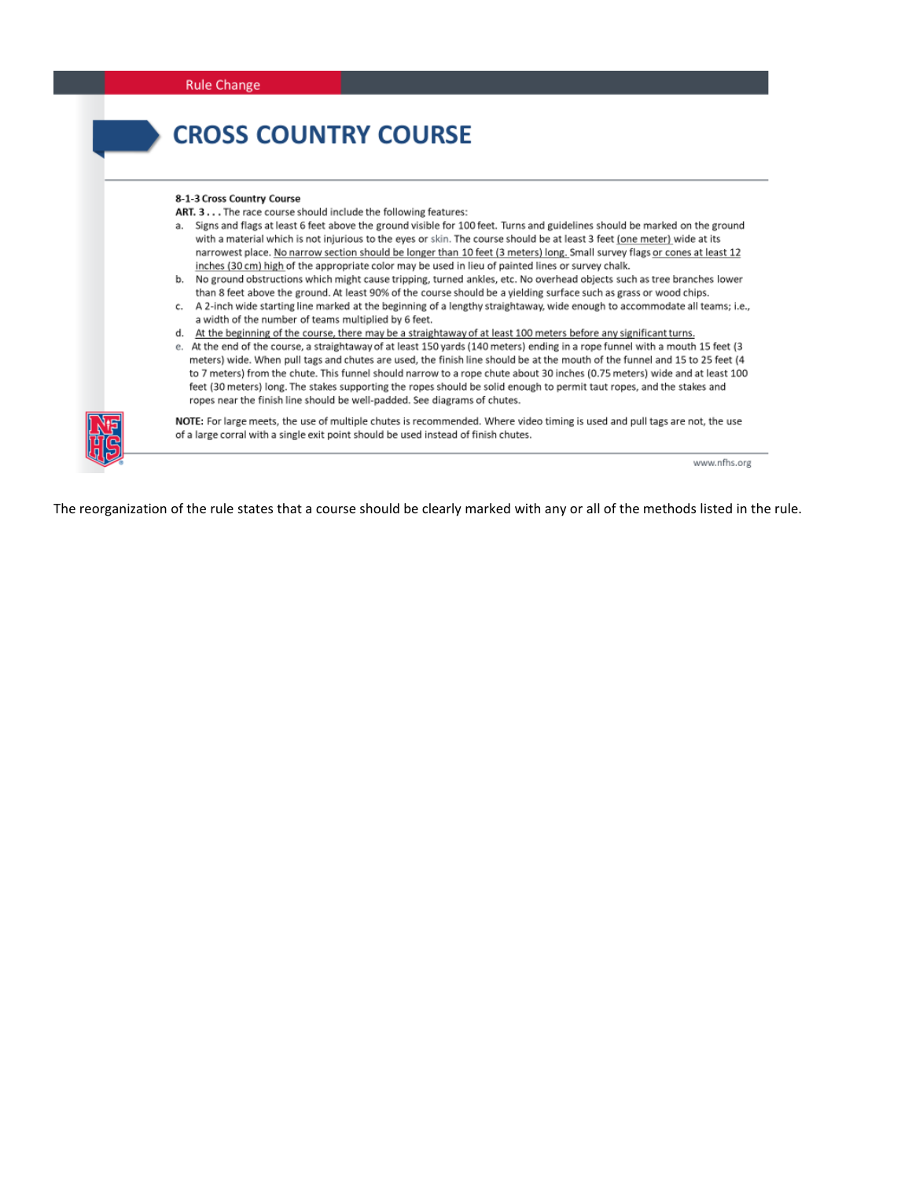Rule Change

# CROSS COUNTRY COURSE

**8-1-3 Cross Country Course**

**ART. 3 . . .** The race course should include the following features:

a. Signs and flags at least 6 feet above the ground visible for 100 feet. Turns and guidelines should be marked on the ground with a material which is not injurious to the eyes or skin. The course should be at least 3 feet (one meter) wide at its narrowest place. No narrow section should be longer than 10 feet (3 meters) long. Small survey flags or cones at least 12 inches (30 cm) high of the appropriate color may be used in lieu of painted lines or survey chalk.

b. No ground obstructions which might cause tripping, turned ankles, etc. No overhead objects such as tree branches lower than 8 feet above the ground. At least 90% of the course should be a yielding surface such as grass or wood chips.

c. A 2-inch wide starting line marked at the beginning of a lengthy straightaway, wide enough to accommodate all teams; i.e., a width of the number of teams multiplied by 6 feet.

d. At the beginning of the course, there may be a straightaway of at least 100 meters before any significant turns.

e. At the end of the course, a straightaway of at least 150 yards (140 meters) ending in a rope funnel with a mouth 15 feet (3 meters) wide. When pull tags and chutes are used, the finish line should be at the mouth of the funnel and 15 to 25 feet (4 to 7 meters) from the chute. This funnel should narrow to a rope chute about 30 inches (0.75 meters) wide and at least 100 feet (30 meters) long. The stakes supporting the ropes should be solid enough to permit taut ropes, and the stakes and ropes near the finish line should be well-padded. See diagrams of chutes.

**NOTE:** For large meets, the use of multiple chutes is recommended. Where video timing is used and pull tags are not, the use of a large corral with a single exit point should be used instead of finish chutes.

www.nfhs.org

The reorganization of the rule states that a course should be clearly marked with any or all of the methods listed in the rule.